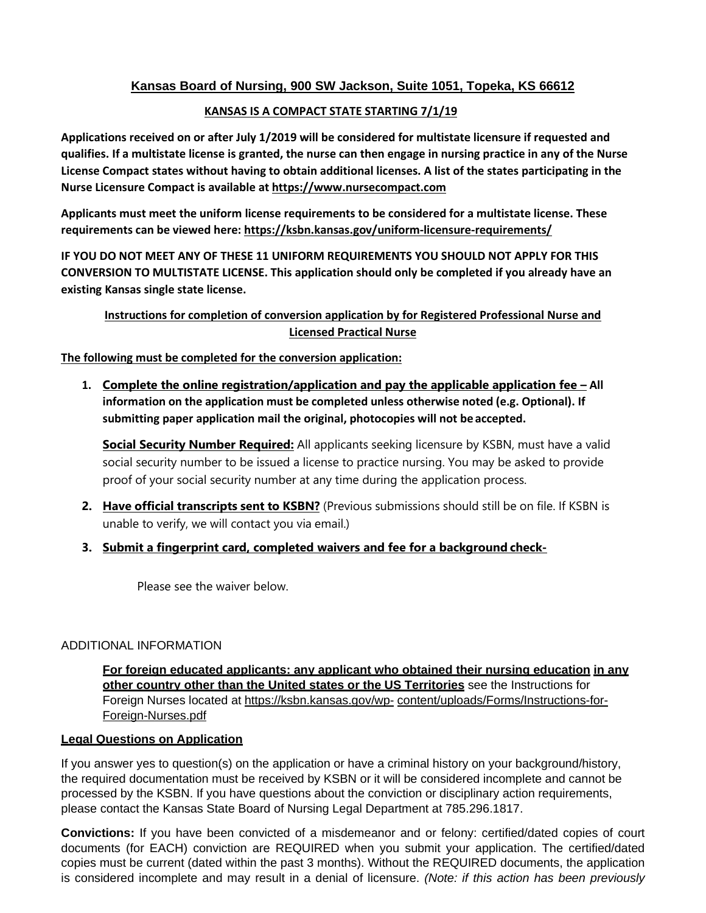## Kansas Board of Nursing, 900 SW Jackson, Suite 1051, Topeka, KS 66612

**KANSAS IS A COMPACT STATE STARTING 7/1/19**

**Applications received on or after July 1/2019 will be considered for multistate licensure if requested and qualifies. If a multistate license is granted, the nurse can then engage in nursing practice in any of the Nurse License Compact states without having to obtain additional licenses. A list of the states participating in the Nurse Licensure Compact is available at https://www.nursecompact.com**

**Applicants must meet the uniform license requirements to be considered for a multistate license. These requirements can be viewed here: https://ksbn.kansas.gov/uniform-licensure-requirements/**

**IF YOU DO NOT MEET ANY OF THESE 11 UNIFORM REQUIREMENTS YOU SHOULD NOT APPLY FOR THIS CONVERSION TO MULTISTATE LICENSE. This application should only be completed if you already have an existing Kansas single state license.**

**Instructions for completion of conversion application by for Registered Professional Nurse and Licensed Practical Nurse**

**The following must be completed for the conversion application:**

1. **Complete the online registration/application and pay the applicable application fee – All information on the application must be completed unless otherwise noted (e.g. Optional). If submitting paper application mail the original, photocopies will not be accepted.**

   **Social Security Number Required:** All applicants seeking licensure by KSBN, must have a valid social security number to be issued a license to practice nursing. You may be asked to provide proof of your social security number at any time during the application process.

2. **Have official transcripts sent to KSBN?** (Previous submissions should still be on file. If KSBN is unable to verify, we will contact you via email.)

3. **Submit a fingerprint card, completed waivers and fee for a background check-**

   Please see the waiver below.

ADDITIONAL INFORMATION

**For foreign educated applicants: any applicant who obtained their nursing education in any other country other than the United states or the US Territories** see the Instructions for Foreign Nurses located at https://ksbn.kansas.gov/wp- content/uploads/Forms/Instructions-for-Foreign-Nurses.pdf

**Legal Questions on Application**

If you answer yes to question(s) on the application or have a criminal history on your background/history, the required documentation must be received by KSBN or it will be considered incomplete and cannot be processed by the KSBN. If you have questions about the conviction or disciplinary action requirements, please contact the Kansas State Board of Nursing Legal Department at 785.296.1817.

**Convictions:** If you have been convicted of a misdemeanor and or felony: certified/dated copies of court documents (for EACH) conviction are REQUIRED when you submit your application. The certified/dated copies must be current (dated within the past 3 months). Without the REQUIRED documents, the application is considered incomplete and may result in a denial of licensure. *(Note: if this action has been previously*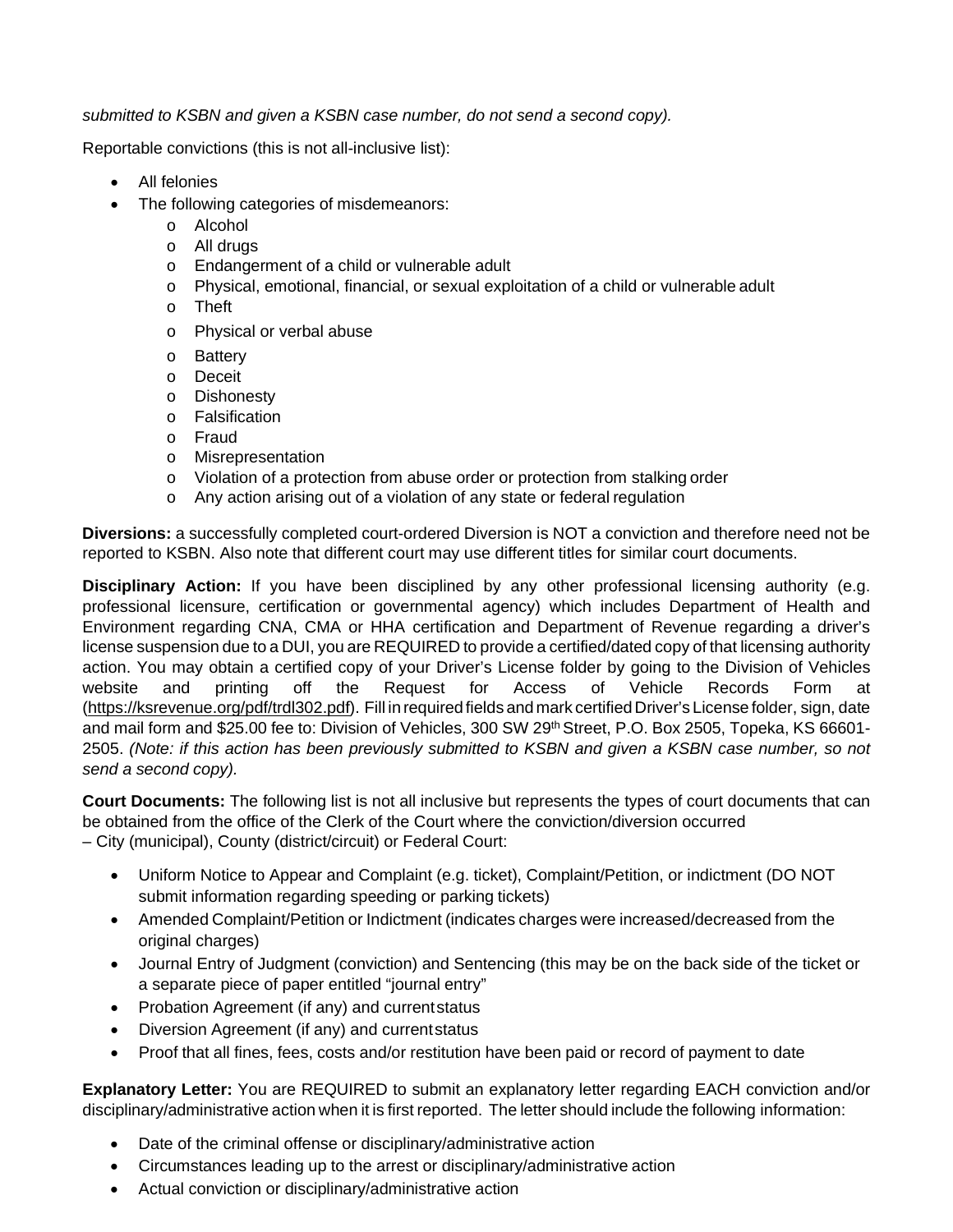*submitted to KSBN and given a KSBN case number, do not send a second copy).*

Reportable convictions (this is not all-inclusive list):

- All felonies
- The following categories of misdemeanors:
  - Alcohol
  - All drugs
  - Endangerment of a child or vulnerable adult
  - Physical, emotional, financial, or sexual exploitation of a child or vulnerable adult
  - Theft
  - Physical or verbal abuse
  - Battery
  - Deceit
  - Dishonesty
  - Falsification
  - Fraud
  - Misrepresentation
  - Violation of a protection from abuse order or protection from stalking order
  - Any action arising out of a violation of any state or federal regulation

**Diversions:** a successfully completed court-ordered Diversion is NOT a conviction and therefore need not be reported to KSBN. Also note that different court may use different titles for similar court documents.

**Disciplinary Action:** If you have been disciplined by any other professional licensing authority (e.g. professional licensure, certification or governmental agency) which includes Department of Health and Environment regarding CNA, CMA or HHA certification and Department of Revenue regarding a driver's license suspension due to a DUI, you are REQUIRED to provide a certified/dated copy of that licensing authority action. You may obtain a certified copy of your Driver's License folder by going to the Division of Vehicles website and printing off the Request for Access of Vehicle Records Form at (https://ksrevenue.org/pdf/trdl302.pdf). Fill in required fields and mark certified Driver's License folder, sign, date and mail form and $25.00 fee to: Division of Vehicles, 300 SW 29th Street, P.O. Box 2505, Topeka, KS 66601-2505. *(Note: if this action has been previously submitted to KSBN and given a KSBN case number, so not send a second copy).*

**Court Documents:** The following list is not all inclusive but represents the types of court documents that can be obtained from the office of the Clerk of the Court where the conviction/diversion occurred – City (municipal), County (district/circuit) or Federal Court:

- Uniform Notice to Appear and Complaint (e.g. ticket), Complaint/Petition, or indictment (DO NOT submit information regarding speeding or parking tickets)
- Amended Complaint/Petition or Indictment (indicates charges were increased/decreased from the original charges)
- Journal Entry of Judgment (conviction) and Sentencing (this may be on the back side of the ticket or a separate piece of paper entitled "journal entry"
- Probation Agreement (if any) and current status
- Diversion Agreement (if any) and current status
- Proof that all fines, fees, costs and/or restitution have been paid or record of payment to date

**Explanatory Letter:** You are REQUIRED to submit an explanatory letter regarding EACH conviction and/or disciplinary/administrative action when it is first reported. The letter should include the following information:

- Date of the criminal offense or disciplinary/administrative action
- Circumstances leading up to the arrest or disciplinary/administrative action
- Actual conviction or disciplinary/administrative action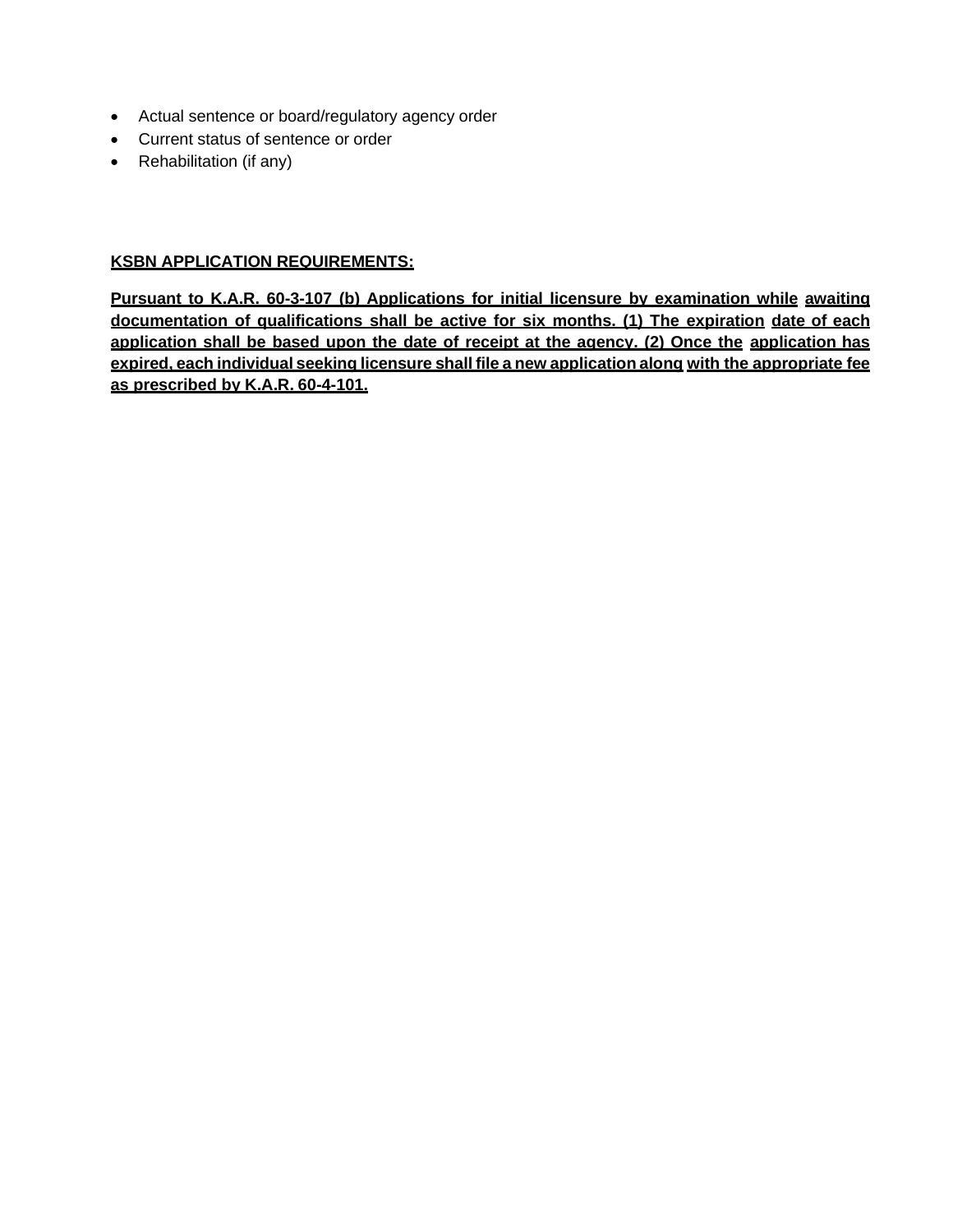- Actual sentence or board/regulatory agency order
- Current status of sentence or order
- Rehabilitation (if any)

**KSBN APPLICATION REQUIREMENTS:**

**Pursuant to K.A.R. 60-3-107 (b) Applications for initial licensure by examination while awaiting documentation of qualifications shall be active for six months. (1) The expiration date of each application shall be based upon the date of receipt at the agency. (2) Once the application has expired, each individual seeking licensure shall file a new application along with the appropriate fee as prescribed by K.A.R. 60-4-101.**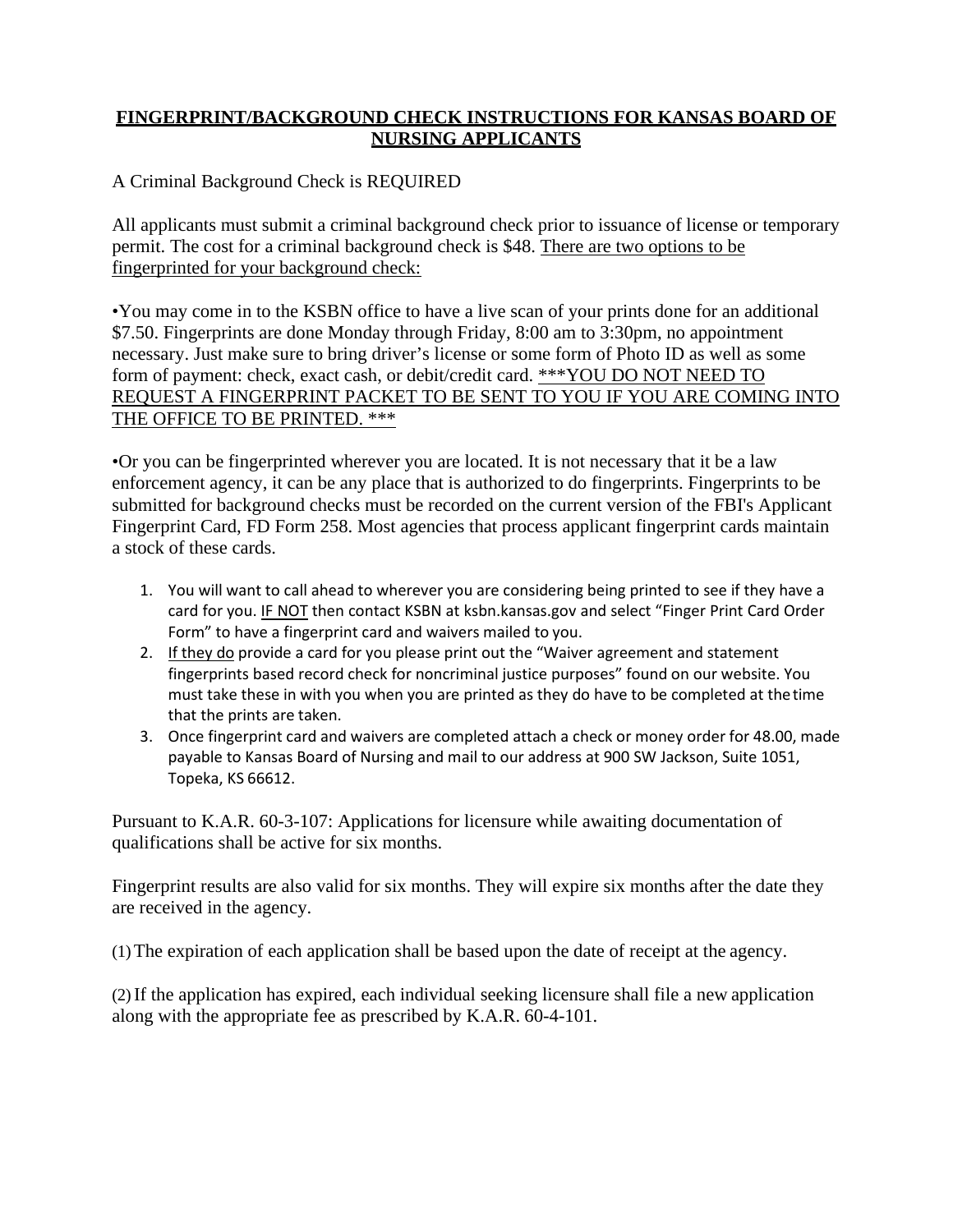# FINGERPRINT/BACKGROUND CHECK INSTRUCTIONS FOR KANSAS BOARD OF NURSING APPLICANTS

A Criminal Background Check is REQUIRED

All applicants must submit a criminal background check prior to issuance of license or temporary permit. The cost for a criminal background check is $48. <u>There are two options to be fingerprinted for your background check:</u>

•You may come in to the KSBN office to have a live scan of your prints done for an additional $7.50. Fingerprints are done Monday through Friday, 8:00 am to 3:30pm, no appointment necessary. Just make sure to bring driver's license or some form of Photo ID as well as some form of payment: check, exact cash, or debit/credit card. <u>***YOU DO NOT NEED TO REQUEST A FINGERPRINT PACKET TO BE SENT TO YOU IF YOU ARE COMING INTO THE OFFICE TO BE PRINTED. ***</u>

•Or you can be fingerprinted wherever you are located. It is not necessary that it be a law enforcement agency, it can be any place that is authorized to do fingerprints. Fingerprints to be submitted for background checks must be recorded on the current version of the FBI's Applicant Fingerprint Card, FD Form 258. Most agencies that process applicant fingerprint cards maintain a stock of these cards.

1. You will want to call ahead to wherever you are considering being printed to see if they have a card for you. <u>IF NOT</u> then contact KSBN at ksbn.kansas.gov and select "Finger Print Card Order Form" to have a fingerprint card and waivers mailed to you.
2. <u>If they do</u> provide a card for you please print out the "Waiver agreement and statement fingerprints based record check for noncriminal justice purposes" found on our website. You must take these in with you when you are printed as they do have to be completed at the time that the prints are taken.
3. Once fingerprint card and waivers are completed attach a check or money order for 48.00, made payable to Kansas Board of Nursing and mail to our address at 900 SW Jackson, Suite 1051, Topeka, KS 66612.

Pursuant to K.A.R. 60-3-107: Applications for licensure while awaiting documentation of qualifications shall be active for six months.

Fingerprint results are also valid for six months. They will expire six months after the date they are received in the agency.

(1) The expiration of each application shall be based upon the date of receipt at the agency.

(2) If the application has expired, each individual seeking licensure shall file a new application along with the appropriate fee as prescribed by K.A.R. 60-4-101.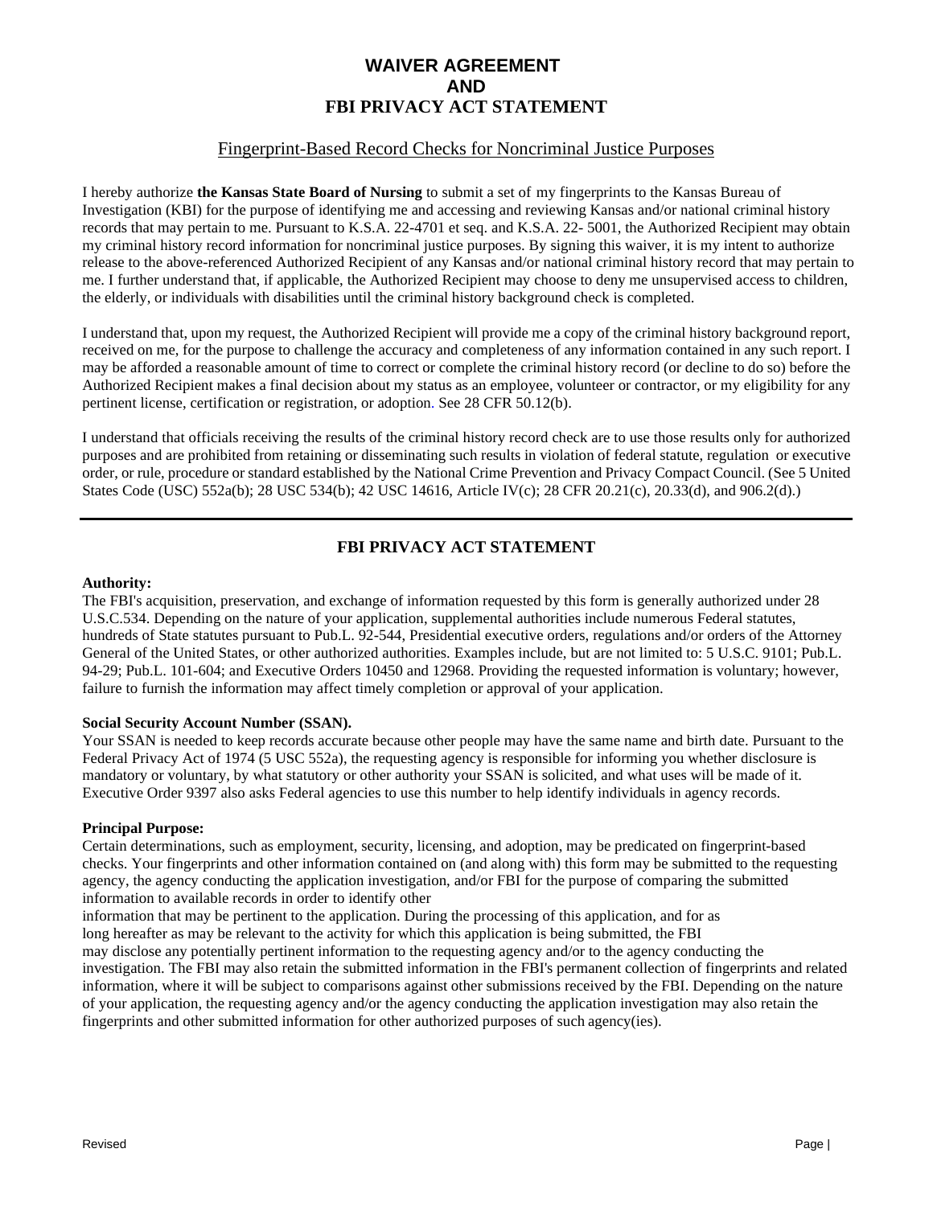# WAIVER AGREEMENT
# AND
# FBI PRIVACY ACT STATEMENT

## Fingerprint-Based Record Checks for Noncriminal Justice Purposes

I hereby authorize **the Kansas State Board of Nursing** to submit a set of my fingerprints to the Kansas Bureau of Investigation (KBI) for the purpose of identifying me and accessing and reviewing Kansas and/or national criminal history records that may pertain to me. Pursuant to K.S.A. 22-4701 et seq. and K.S.A. 22- 5001, the Authorized Recipient may obtain my criminal history record information for noncriminal justice purposes. By signing this waiver, it is my intent to authorize release to the above-referenced Authorized Recipient of any Kansas and/or national criminal history record that may pertain to me. I further understand that, if applicable, the Authorized Recipient may choose to deny me unsupervised access to children, the elderly, or individuals with disabilities until the criminal history background check is completed.

I understand that, upon my request, the Authorized Recipient will provide me a copy of the criminal history background report, received on me, for the purpose to challenge the accuracy and completeness of any information contained in any such report. I may be afforded a reasonable amount of time to correct or complete the criminal history record (or decline to do so) before the Authorized Recipient makes a final decision about my status as an employee, volunteer or contractor, or my eligibility for any pertinent license, certification or registration, or adoption. See 28 CFR 50.12(b).

I understand that officials receiving the results of the criminal history record check are to use those results only for authorized purposes and are prohibited from retaining or disseminating such results in violation of federal statute, regulation or executive order, or rule, procedure or standard established by the National Crime Prevention and Privacy Compact Council. (See 5 United States Code (USC) 552a(b); 28 USC 534(b); 42 USC 14616, Article IV(c); 28 CFR 20.21(c), 20.33(d), and 906.2(d).)

---

## FBI PRIVACY ACT STATEMENT

**Authority:**
The FBI's acquisition, preservation, and exchange of information requested by this form is generally authorized under 28 U.S.C.534. Depending on the nature of your application, supplemental authorities include numerous Federal statutes, hundreds of State statutes pursuant to Pub.L. 92-544, Presidential executive orders, regulations and/or orders of the Attorney General of the United States, or other authorized authorities. Examples include, but are not limited to: 5 U.S.C. 9101; Pub.L. 94-29; Pub.L. 101-604; and Executive Orders 10450 and 12968. Providing the requested information is voluntary; however, failure to furnish the information may affect timely completion or approval of your application.

**Social Security Account Number (SSAN).**
Your SSAN is needed to keep records accurate because other people may have the same name and birth date. Pursuant to the Federal Privacy Act of 1974 (5 USC 552a), the requesting agency is responsible for informing you whether disclosure is mandatory or voluntary, by what statutory or other authority your SSAN is solicited, and what uses will be made of it. Executive Order 9397 also asks Federal agencies to use this number to help identify individuals in agency records.

**Principal Purpose:**
Certain determinations, such as employment, security, licensing, and adoption, may be predicated on fingerprint-based checks. Your fingerprints and other information contained on (and along with) this form may be submitted to the requesting agency, the agency conducting the application investigation, and/or FBI for the purpose of comparing the submitted information to available records in order to identify other information that may be pertinent to the application. During the processing of this application, and for as long hereafter as may be relevant to the activity for which this application is being submitted, the FBI may disclose any potentially pertinent information to the requesting agency and/or to the agency conducting the investigation. The FBI may also retain the submitted information in the FBI's permanent collection of fingerprints and related information, where it will be subject to comparisons against other submissions received by the FBI. Depending on the nature of your application, the requesting agency and/or the agency conducting the application investigation may also retain the fingerprints and other submitted information for other authorized purposes of such agency(ies).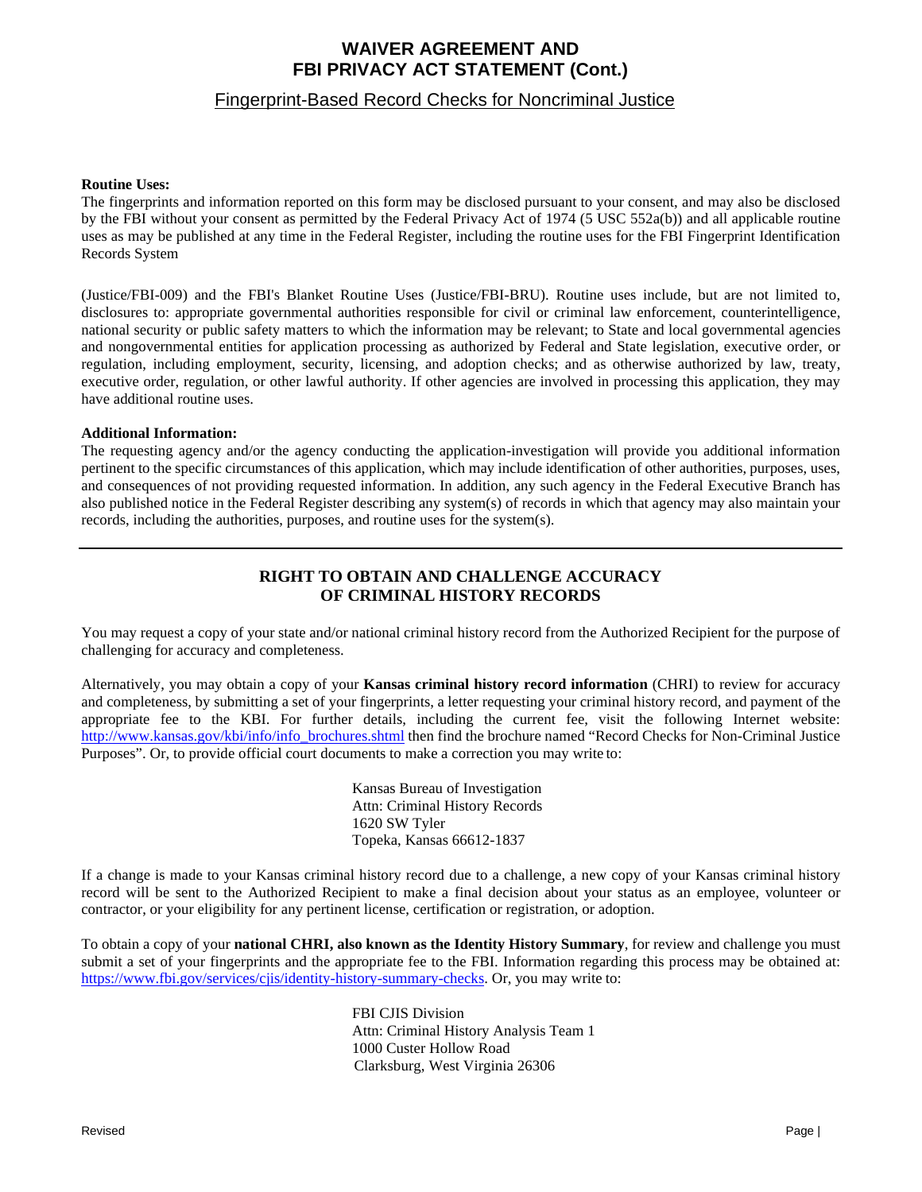# WAIVER AGREEMENT AND FBI PRIVACY ACT STATEMENT (Cont.)

## Fingerprint-Based Record Checks for Noncriminal Justice

**Routine Uses:**
The fingerprints and information reported on this form may be disclosed pursuant to your consent, and may also be disclosed by the FBI without your consent as permitted by the Federal Privacy Act of 1974 (5 USC 552a(b)) and all applicable routine uses as may be published at any time in the Federal Register, including the routine uses for the FBI Fingerprint Identification Records System

(Justice/FBI-009) and the FBI's Blanket Routine Uses (Justice/FBI-BRU). Routine uses include, but are not limited to, disclosures to: appropriate governmental authorities responsible for civil or criminal law enforcement, counterintelligence, national security or public safety matters to which the information may be relevant; to State and local governmental agencies and nongovernmental entities for application processing as authorized by Federal and State legislation, executive order, or regulation, including employment, security, licensing, and adoption checks; and as otherwise authorized by law, treaty, executive order, regulation, or other lawful authority. If other agencies are involved in processing this application, they may have additional routine uses.

**Additional Information:**
The requesting agency and/or the agency conducting the application-investigation will provide you additional information pertinent to the specific circumstances of this application, which may include identification of other authorities, purposes, uses, and consequences of not providing requested information. In addition, any such agency in the Federal Executive Branch has also published notice in the Federal Register describing any system(s) of records in which that agency may also maintain your records, including the authorities, purposes, and routine uses for the system(s).

---

## RIGHT TO OBTAIN AND CHALLENGE ACCURACY OF CRIMINAL HISTORY RECORDS

You may request a copy of your state and/or national criminal history record from the Authorized Recipient for the purpose of challenging for accuracy and completeness.

Alternatively, you may obtain a copy of your **Kansas criminal history record information** (CHRI) to review for accuracy and completeness, by submitting a set of your fingerprints, a letter requesting your criminal history record, and payment of the appropriate fee to the KBI. For further details, including the current fee, visit the following Internet website: http://www.kansas.gov/kbi/info/info_brochures.shtml then find the brochure named "Record Checks for Non-Criminal Justice Purposes". Or, to provide official court documents to make a correction you may write to:

Kansas Bureau of Investigation
Attn: Criminal History Records
1620 SW Tyler
Topeka, Kansas 66612-1837

If a change is made to your Kansas criminal history record due to a challenge, a new copy of your Kansas criminal history record will be sent to the Authorized Recipient to make a final decision about your status as an employee, volunteer or contractor, or your eligibility for any pertinent license, certification or registration, or adoption.

To obtain a copy of your **national CHRI, also known as the Identity History Summary**, for review and challenge you must submit a set of your fingerprints and the appropriate fee to the FBI. Information regarding this process may be obtained at: https://www.fbi.gov/services/cjis/identity-history-summary-checks. Or, you may write to:

FBI CJIS Division
Attn: Criminal History Analysis Team 1
1000 Custer Hollow Road
Clarksburg, West Virginia 26306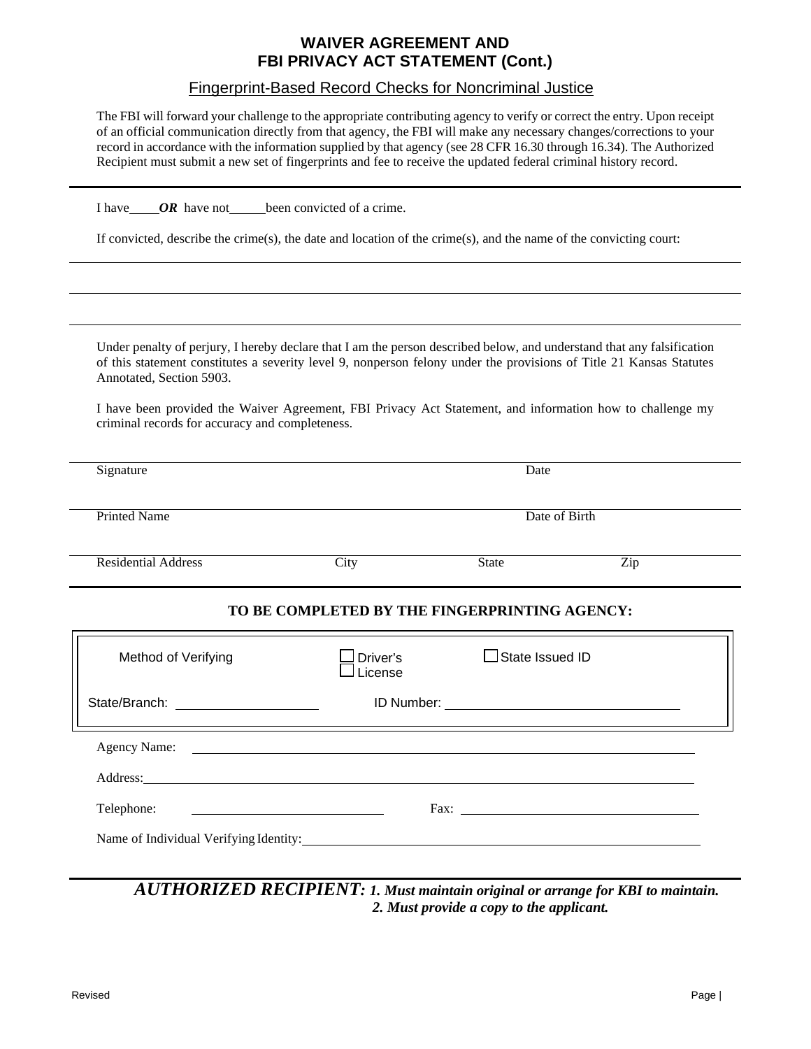# WAIVER AGREEMENT AND FBI PRIVACY ACT STATEMENT (Cont.)

## Fingerprint-Based Record Checks for Noncriminal Justice

The FBI will forward your challenge to the appropriate contributing agency to verify or correct the entry. Upon receipt of an official communication directly from that agency, the FBI will make any necessary changes/corrections to your record in accordance with the information supplied by that agency (see 28 CFR 16.30 through 16.34). The Authorized Recipient must submit a new set of fingerprints and fee to receive the updated federal criminal history record.

---

I have_____ ***OR*** have not_____ been convicted of a crime.

If convicted, describe the crime(s), the date and location of the crime(s), and the name of the convicting court:

_______________________________________________

_______________________________________________

_______________________________________________

Under penalty of perjury, I hereby declare that I am the person described below, and understand that any falsification of this statement constitutes a severity level 9, nonperson felony under the provisions of Title 21 Kansas Statutes Annotated, Section 5903.

I have been provided the Waiver Agreement, FBI Privacy Act Statement, and information how to challenge my criminal records for accuracy and completeness.

_______________________________________________
Signature  Date

_______________________________________________
Printed Name  Date of Birth

_______________________________________________
Residential Address  City  State  Zip

---

**TO BE COMPLETED BY THE FINGERPRINTING AGENCY:**

Method of Verifying ☐ Driver's License ☐ State Issued ID

State/Branch: ____________________ ID Number: ________________________________

Agency Name: ________________________________________________

Address: ________________________________________________

Telephone: ____________________________ Fax: ____________________________

Name of Individual Verifying Identity: ________________________________________________

---

***AUTHORIZED RECIPIENT:*** ***1. Must maintain original or arrange for KBI to maintain.***
***2. Must provide a copy to the applicant.***

Revised